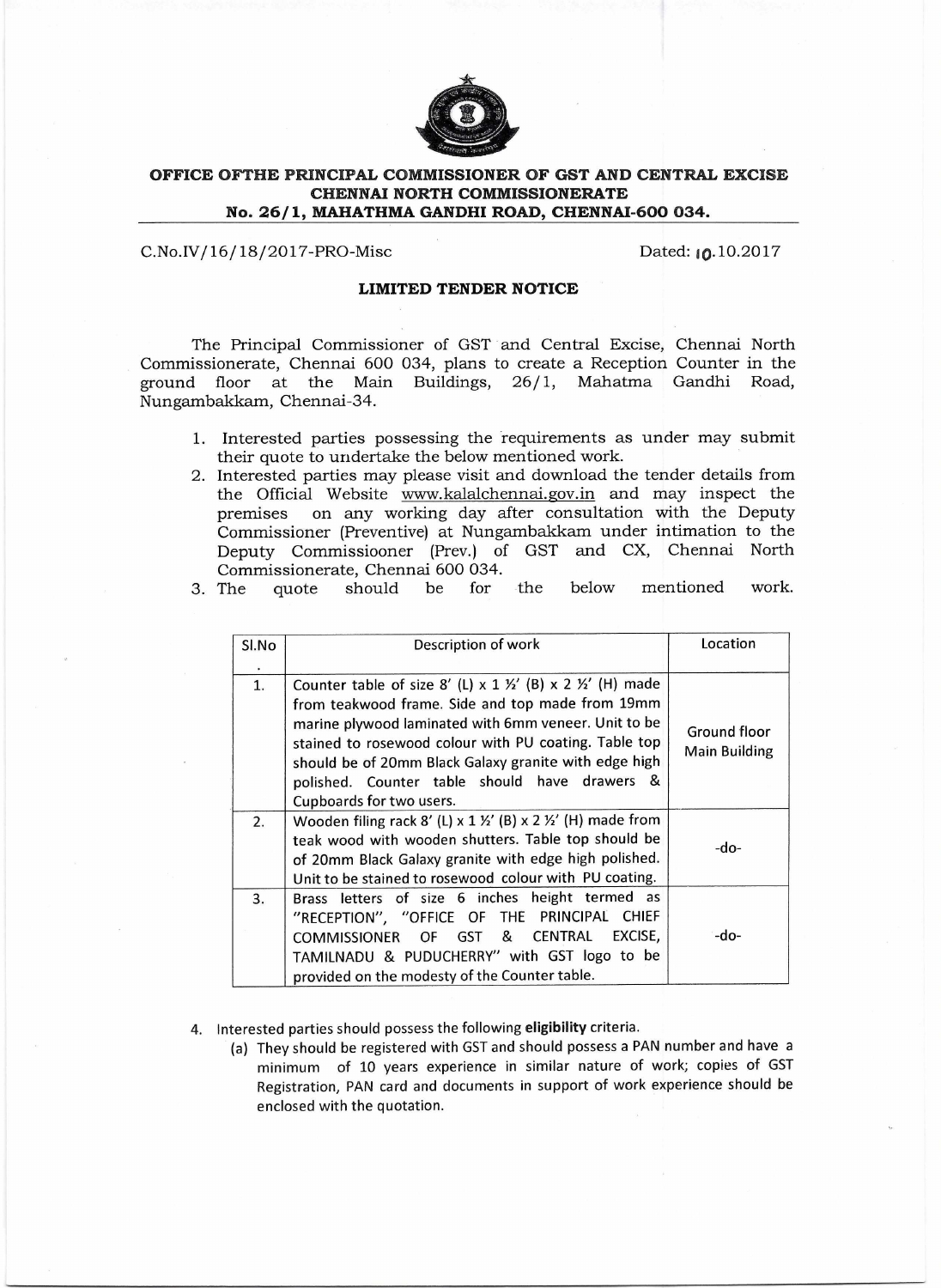**OFFICE OFTHE PRINCIPAL COMMISSIONER OF GST AND CENTRAL EXCISE**
**CHENNAI NORTH COMMISSIONERATE**
**No. 26/1, MAHATHMA GANDHI ROAD, CHENNAI-600 034.**

C.No.IV/16/18/2017-PRO-Misc Dated: 10.10.2017

**LIMITED TENDER NOTICE**

The Principal Commissioner of GST and Central Excise, Chennai North Commissionerate, Chennai 600 034, plans to create a Reception Counter in the ground floor at the Main Buildings, 26/1, Mahatma Gandhi Road, Nungambakkam, Chennai-34.

1. Interested parties possessing the requirements as under may submit their quote to undertake the below mentioned work.
2. Interested parties may please visit and download the tender details from the Official Website www.kalalchennai.gov.in and may inspect the premises on any working day after consultation with the Deputy Commissioner (Preventive) at Nungambakkam under intimation to the Deputy Commissiooner (Prev.) of GST and CX, Chennai North Commissionerate, Chennai 600 034.
3. The quote should be for the below mentioned work.

| Sl.No. | Description of work | Location |
|---|---|---|
| 1. | Counter table of size 8' (L) x 1 ½' (B) x 2 ½' (H) made from teakwood frame. Side and top made from 19mm marine plywood laminated with 6mm veneer. Unit to be stained to rosewood colour with PU coating. Table top should be of 20mm Black Galaxy granite with edge high polished. Counter table should have drawers & Cupboards for two users. | Ground floor Main Building |
| 2. | Wooden filing rack 8' (L) x 1 ½' (B) x 2 ½' (H) made from teak wood with wooden shutters. Table top should be of 20mm Black Galaxy granite with edge high polished. Unit to be stained to rosewood colour with PU coating. | -do- |
| 3. | Brass letters of size 6 inches height termed as "RECEPTION", "OFFICE OF THE PRINCIPAL CHIEF COMMISSIONER OF GST & CENTRAL EXCISE, TAMILNADU & PUDUCHERRY" with GST logo to be provided on the modesty of the Counter table. | -do- |

4. Interested parties should possess the following **eligibility** criteria.
   (a) They should be registered with GST and should possess a PAN number and have a minimum of 10 years experience in similar nature of work; copies of GST Registration, PAN card and documents in support of work experience should be enclosed with the quotation.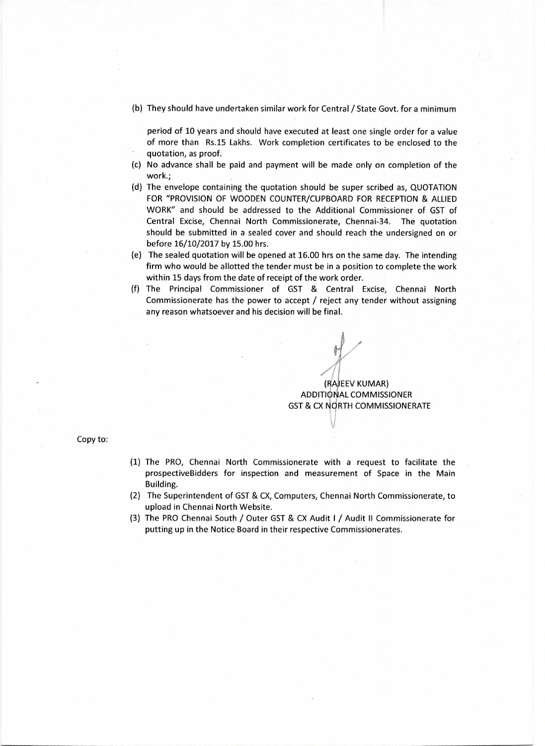(b) They should have undertaken similar work for Central / State Govt. for a minimum

period of 10 years and should have executed at least one single order for a value of more than Rs.15 Lakhs. Work completion certificates to be enclosed to the quotation, as proof.

(c) No advance shall be paid and payment will be made only on completion of the work.;

(d) The envelope containing the quotation should be super scribed as, QUOTATION FOR "PROVISION OF WOODEN COUNTER/CUPBOARD FOR RECEPTION & ALLIED WORK" and should be addressed to the Additional Commissioner of GST of Central Excise, Chennai North Commissionerate, Chennai-34. The quotation should be submitted in a sealed cover and should reach the undersigned on or before 16/10/2017 by 15.00 hrs.

(e) The sealed quotation will be opened at 16.00 hrs on the same day. The intending firm who would be allotted the tender must be in a position to complete the work within 15 days from the date of receipt of the work order.

(f) The Principal Commissioner of GST & Central Excise, Chennai North Commissionerate has the power to accept / reject any tender without assigning any reason whatsoever and his decision will be final.

(RAJEEV KUMAR)
ADDITIONAL COMMISSIONER
GST & CX NORTH COMMISSIONERATE

Copy to:

(1) The PRO, Chennai North Commissionerate with a request to facilitate the prospectiveBidders for inspection and measurement of Space in the Main Building.

(2) The Superintendent of GST & CX, Computers, Chennai North Commissionerate, to upload in Chennai North Website.

(3) The PRO Chennai South / Outer GST & CX Audit I / Audit II Commissionerate for putting up in the Notice Board in their respective Commissionerates.